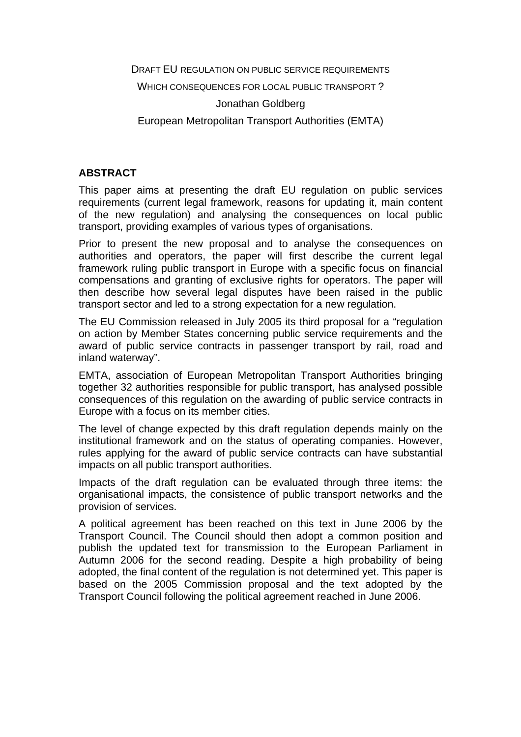# DRAFT EU REGULATION ON PUBLIC SERVICE REQUIREMENTS

## WHICH CONSEQUENCES FOR LOCAL PUBLIC TRANSPORT ?

Jonathan Goldberg

European Metropolitan Transport Authorities (EMTA)

## ABSTRACT

This paper aims at presenting the draft EU regulation on public services requirements (current legal framework, reasons for updating it, main content of the new regulation) and analysing the consequences on local public transport, providing examples of various types of organisations.

Prior to present the new proposal and to analyse the consequences on authorities and operators, the paper will first describe the current legal framework ruling public transport in Europe with a specific focus on financial compensations and granting of exclusive rights for operators. The paper will then describe how several legal disputes have been raised in the public transport sector and led to a strong expectation for a new regulation.

The EU Commission released in July 2005 its third proposal for a "regulation on action by Member States concerning public service requirements and the award of public service contracts in passenger transport by rail, road and inland waterway".

EMTA, association of European Metropolitan Transport Authorities bringing together 32 authorities responsible for public transport, has analysed possible consequences of this regulation on the awarding of public service contracts in Europe with a focus on its member cities.

The level of change expected by this draft regulation depends mainly on the institutional framework and on the status of operating companies. However, rules applying for the award of public service contracts can have substantial impacts on all public transport authorities.

Impacts of the draft regulation can be evaluated through three items: the organisational impacts, the consistence of public transport networks and the provision of services.

A political agreement has been reached on this text in June 2006 by the Transport Council. The Council should then adopt a common position and publish the updated text for transmission to the European Parliament in Autumn 2006 for the second reading. Despite a high probability of being adopted, the final content of the regulation is not determined yet. This paper is based on the 2005 Commission proposal and the text adopted by the Transport Council following the political agreement reached in June 2006.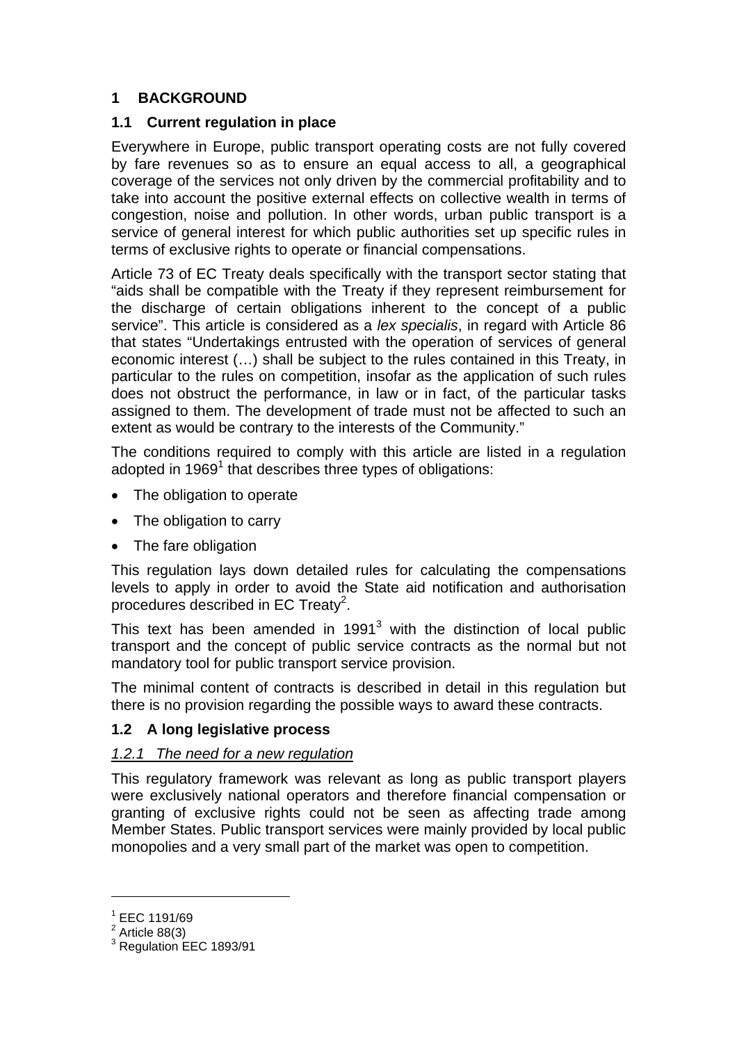# 1 BACKGROUND

## 1.1 Current regulation in place

Everywhere in Europe, public transport operating costs are not fully covered by fare revenues so as to ensure an equal access to all, a geographical coverage of the services not only driven by the commercial profitability and to take into account the positive external effects on collective wealth in terms of congestion, noise and pollution. In other words, urban public transport is a service of general interest for which public authorities set up specific rules in terms of exclusive rights to operate or financial compensations.

Article 73 of EC Treaty deals specifically with the transport sector stating that "aids shall be compatible with the Treaty if they represent reimbursement for the discharge of certain obligations inherent to the concept of a public service". This article is considered as a *lex specialis*, in regard with Article 86 that states "Undertakings entrusted with the operation of services of general economic interest (…) shall be subject to the rules contained in this Treaty, in particular to the rules on competition, insofar as the application of such rules does not obstruct the performance, in law or in fact, of the particular tasks assigned to them. The development of trade must not be affected to such an extent as would be contrary to the interests of the Community."

The conditions required to comply with this article are listed in a regulation adopted in 1969[1] that describes three types of obligations:

- The obligation to operate
- The obligation to carry
- The fare obligation

This regulation lays down detailed rules for calculating the compensations levels to apply in order to avoid the State aid notification and authorisation procedures described in EC Treaty[2].

This text has been amended in 1991[3] with the distinction of local public transport and the concept of public service contracts as the normal but not mandatory tool for public transport service provision.

The minimal content of contracts is described in detail in this regulation but there is no provision regarding the possible ways to award these contracts.

## 1.2 A long legislative process

### *1.2.1 The need for a new regulation*

This regulatory framework was relevant as long as public transport players were exclusively national operators and therefore financial compensation or granting of exclusive rights could not be seen as affecting trade among Member States. Public transport services were mainly provided by local public monopolies and a very small part of the market was open to competition.

---

[1] EEC 1191/69

[2] Article 88(3)

[3] Regulation EEC 1893/91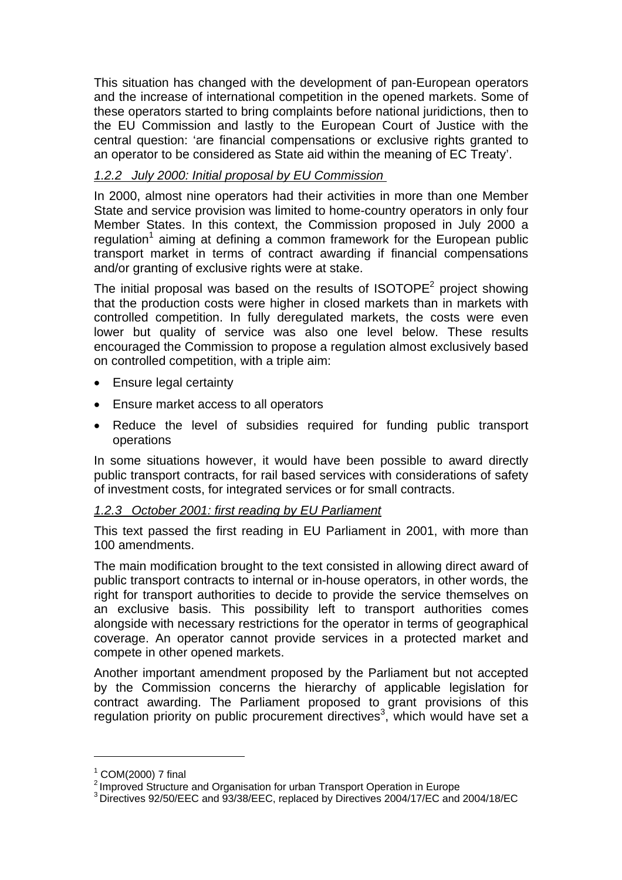This situation has changed with the development of pan-European operators and the increase of international competition in the opened markets. Some of these operators started to bring complaints before national juridictions, then to the EU Commission and lastly to the European Court of Justice with the central question: 'are financial compensations or exclusive rights granted to an operator to be considered as State aid within the meaning of EC Treaty'.

#### *1.2.2 July 2000: Initial proposal by EU Commission*

In 2000, almost nine operators had their activities in more than one Member State and service provision was limited to home-country operators in only four Member States. In this context, the Commission proposed in July 2000 a regulation[1] aiming at defining a common framework for the European public transport market in terms of contract awarding if financial compensations and/or granting of exclusive rights were at stake.

The initial proposal was based on the results of ISOTOPE[2] project showing that the production costs were higher in closed markets than in markets with controlled competition. In fully deregulated markets, the costs were even lower but quality of service was also one level below. These results encouraged the Commission to propose a regulation almost exclusively based on controlled competition, with a triple aim:

- Ensure legal certainty
- Ensure market access to all operators
- Reduce the level of subsidies required for funding public transport operations

In some situations however, it would have been possible to award directly public transport contracts, for rail based services with considerations of safety of investment costs, for integrated services or for small contracts.

#### *1.2.3 October 2001: first reading by EU Parliament*

This text passed the first reading in EU Parliament in 2001, with more than 100 amendments.

The main modification brought to the text consisted in allowing direct award of public transport contracts to internal or in-house operators, in other words, the right for transport authorities to decide to provide the service themselves on an exclusive basis. This possibility left to transport authorities comes alongside with necessary restrictions for the operator in terms of geographical coverage. An operator cannot provide services in a protected market and compete in other opened markets.

Another important amendment proposed by the Parliament but not accepted by the Commission concerns the hierarchy of applicable legislation for contract awarding. The Parliament proposed to grant provisions of this regulation priority on public procurement directives[3], which would have set a

---

[1] COM(2000) 7 final

[2] Improved Structure and Organisation for urban Transport Operation in Europe

[3] Directives 92/50/EEC and 93/38/EEC, replaced by Directives 2004/17/EC and 2004/18/EC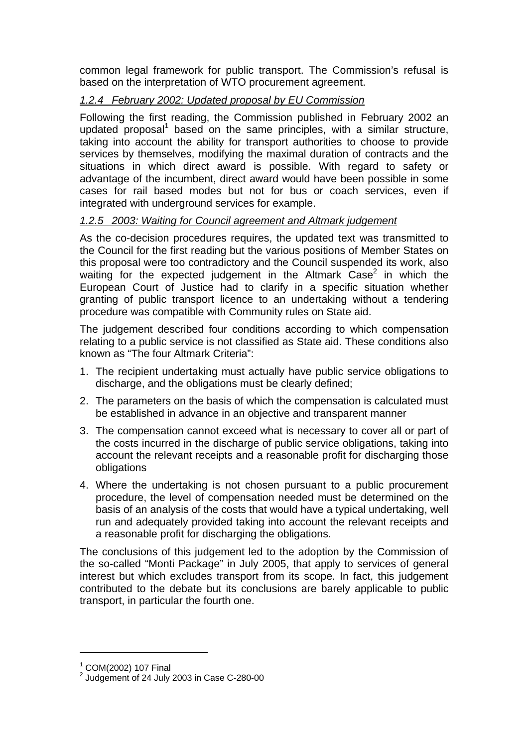common legal framework for public transport. The Commission's refusal is based on the interpretation of WTO procurement agreement.

### *1.2.4 February 2002: Updated proposal by EU Commission*

Following the first reading, the Commission published in February 2002 an updated proposal[1] based on the same principles, with a similar structure, taking into account the ability for transport authorities to choose to provide services by themselves, modifying the maximal duration of contracts and the situations in which direct award is possible. With regard to safety or advantage of the incumbent, direct award would have been possible in some cases for rail based modes but not for bus or coach services, even if integrated with underground services for example.

### *1.2.5 2003: Waiting for Council agreement and Altmark judgement*

As the co-decision procedures requires, the updated text was transmitted to the Council for the first reading but the various positions of Member States on this proposal were too contradictory and the Council suspended its work, also waiting for the expected judgement in the Altmark Case[2] in which the European Court of Justice had to clarify in a specific situation whether granting of public transport licence to an undertaking without a tendering procedure was compatible with Community rules on State aid.

The judgement described four conditions according to which compensation relating to a public service is not classified as State aid. These conditions also known as "The four Altmark Criteria":

1. The recipient undertaking must actually have public service obligations to discharge, and the obligations must be clearly defined;
2. The parameters on the basis of which the compensation is calculated must be established in advance in an objective and transparent manner
3. The compensation cannot exceed what is necessary to cover all or part of the costs incurred in the discharge of public service obligations, taking into account the relevant receipts and a reasonable profit for discharging those obligations
4. Where the undertaking is not chosen pursuant to a public procurement procedure, the level of compensation needed must be determined on the basis of an analysis of the costs that would have a typical undertaking, well run and adequately provided taking into account the relevant receipts and a reasonable profit for discharging the obligations.

The conclusions of this judgement led to the adoption by the Commission of the so-called "Monti Package" in July 2005, that apply to services of general interest but which excludes transport from its scope. In fact, this judgement contributed to the debate but its conclusions are barely applicable to public transport, in particular the fourth one.

---

[1] COM(2002) 107 Final

[2] Judgement of 24 July 2003 in Case C-280-00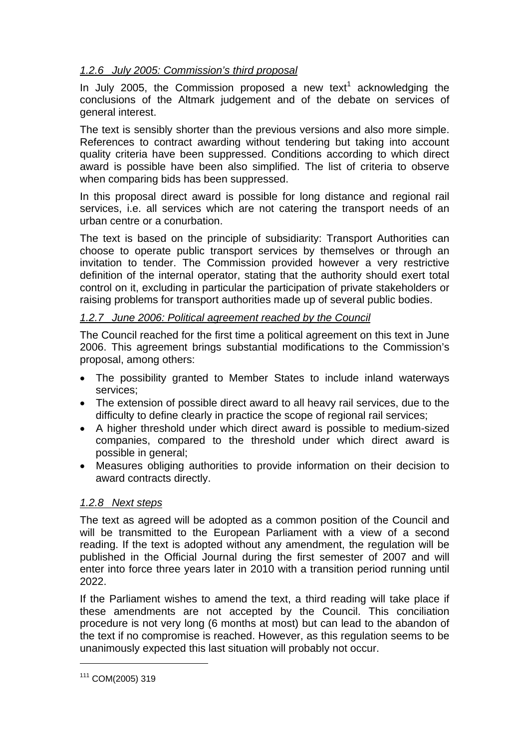*1.2.6 July 2005: Commission's third proposal*

In July 2005, the Commission proposed a new text[1] acknowledging the conclusions of the Altmark judgement and of the debate on services of general interest.

The text is sensibly shorter than the previous versions and also more simple. References to contract awarding without tendering but taking into account quality criteria have been suppressed. Conditions according to which direct award is possible have been also simplified. The list of criteria to observe when comparing bids has been suppressed.

In this proposal direct award is possible for long distance and regional rail services, i.e. all services which are not catering the transport needs of an urban centre or a conurbation.

The text is based on the principle of subsidiarity: Transport Authorities can choose to operate public transport services by themselves or through an invitation to tender. The Commission provided however a very restrictive definition of the internal operator, stating that the authority should exert total control on it, excluding in particular the participation of private stakeholders or raising problems for transport authorities made up of several public bodies.

*1.2.7 June 2006: Political agreement reached by the Council*

The Council reached for the first time a political agreement on this text in June 2006. This agreement brings substantial modifications to the Commission's proposal, among others:

- The possibility granted to Member States to include inland waterways services;
- The extension of possible direct award to all heavy rail services, due to the difficulty to define clearly in practice the scope of regional rail services;
- A higher threshold under which direct award is possible to medium-sized companies, compared to the threshold under which direct award is possible in general;
- Measures obliging authorities to provide information on their decision to award contracts directly.

*1.2.8 Next steps*

The text as agreed will be adopted as a common position of the Council and will be transmitted to the European Parliament with a view of a second reading. If the text is adopted without any amendment, the regulation will be published in the Official Journal during the first semester of 2007 and will enter into force three years later in 2010 with a transition period running until 2022.

If the Parliament wishes to amend the text, a third reading will take place if these amendments are not accepted by the Council. This conciliation procedure is not very long (6 months at most) but can lead to the abandon of the text if no compromise is reached. However, as this regulation seems to be unanimously expected this last situation will probably not occur.

---

[111] COM(2005) 319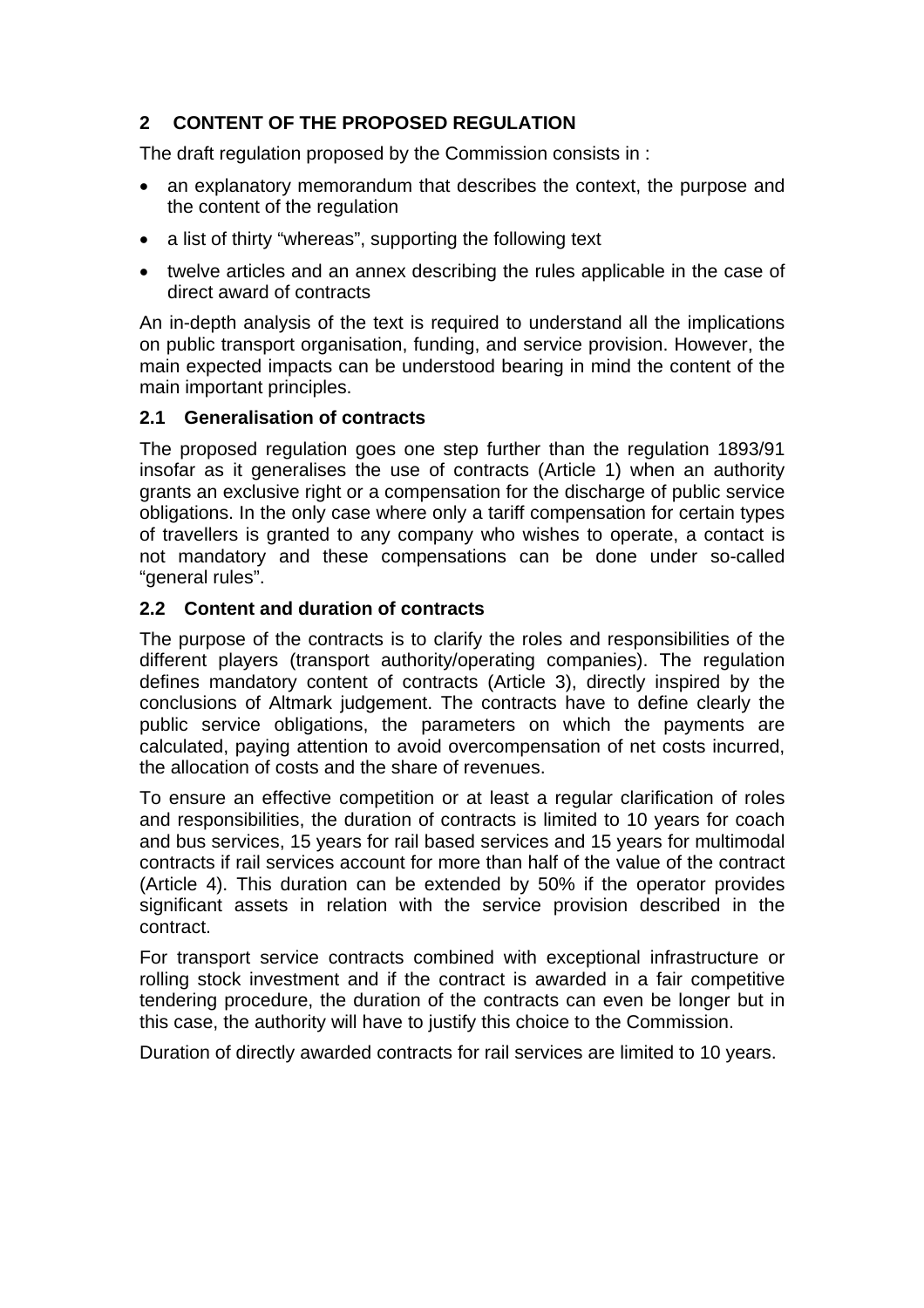## 2 CONTENT OF THE PROPOSED REGULATION

The draft regulation proposed by the Commission consists in :

- an explanatory memorandum that describes the context, the purpose and the content of the regulation
- a list of thirty "whereas", supporting the following text
- twelve articles and an annex describing the rules applicable in the case of direct award of contracts

An in-depth analysis of the text is required to understand all the implications on public transport organisation, funding, and service provision. However, the main expected impacts can be understood bearing in mind the content of the main important principles.

### 2.1 Generalisation of contracts

The proposed regulation goes one step further than the regulation 1893/91 insofar as it generalises the use of contracts (Article 1) when an authority grants an exclusive right or a compensation for the discharge of public service obligations. In the only case where only a tariff compensation for certain types of travellers is granted to any company who wishes to operate, a contact is not mandatory and these compensations can be done under so-called "general rules".

### 2.2 Content and duration of contracts

The purpose of the contracts is to clarify the roles and responsibilities of the different players (transport authority/operating companies). The regulation defines mandatory content of contracts (Article 3), directly inspired by the conclusions of Altmark judgement. The contracts have to define clearly the public service obligations, the parameters on which the payments are calculated, paying attention to avoid overcompensation of net costs incurred, the allocation of costs and the share of revenues.

To ensure an effective competition or at least a regular clarification of roles and responsibilities, the duration of contracts is limited to 10 years for coach and bus services, 15 years for rail based services and 15 years for multimodal contracts if rail services account for more than half of the value of the contract (Article 4). This duration can be extended by 50% if the operator provides significant assets in relation with the service provision described in the contract.

For transport service contracts combined with exceptional infrastructure or rolling stock investment and if the contract is awarded in a fair competitive tendering procedure, the duration of the contracts can even be longer but in this case, the authority will have to justify this choice to the Commission.

Duration of directly awarded contracts for rail services are limited to 10 years.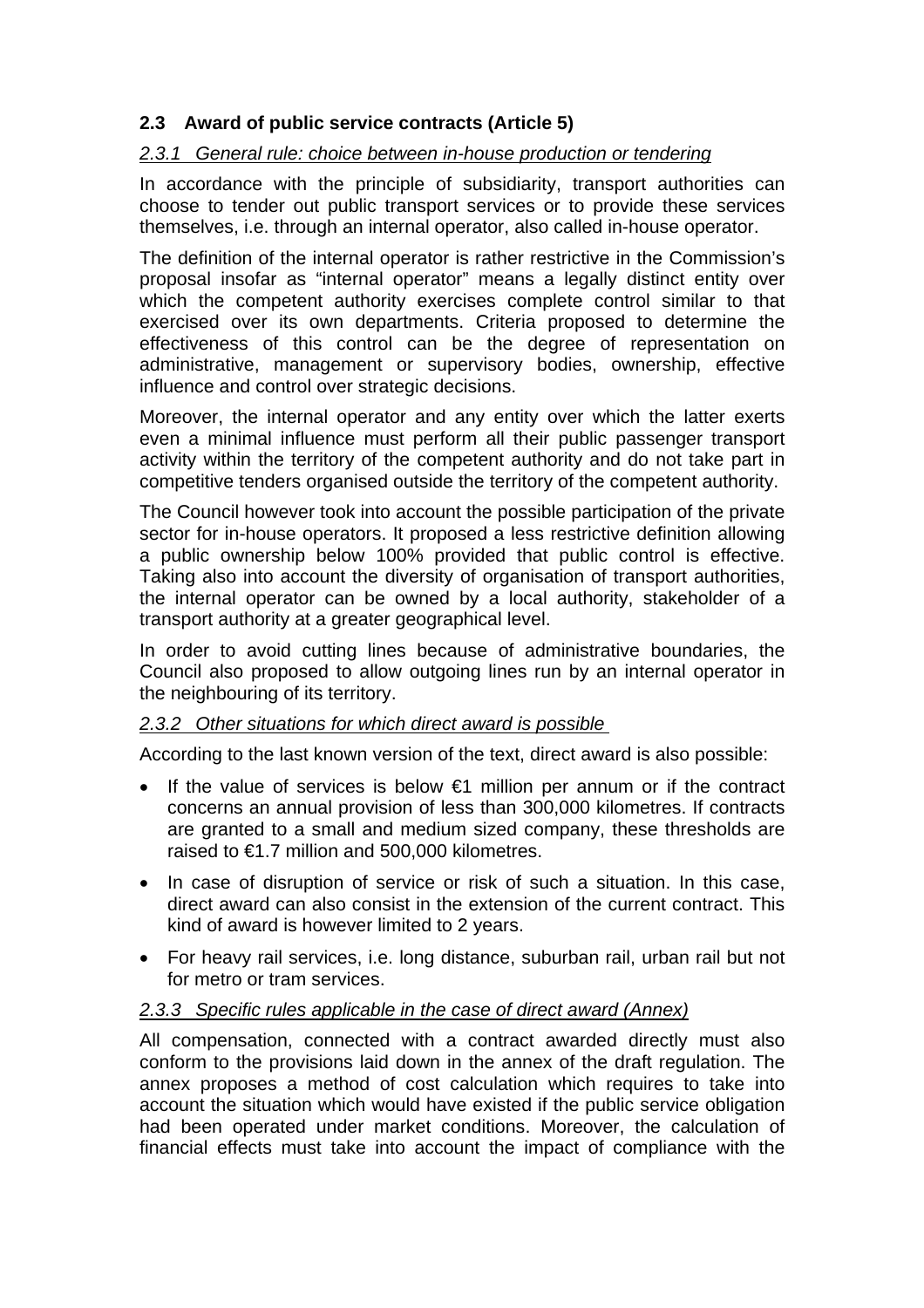## 2.3 Award of public service contracts (Article 5)

### *2.3.1 General rule: choice between in-house production or tendering*

In accordance with the principle of subsidiarity, transport authorities can choose to tender out public transport services or to provide these services themselves, i.e. through an internal operator, also called in-house operator.

The definition of the internal operator is rather restrictive in the Commission's proposal insofar as "internal operator" means a legally distinct entity over which the competent authority exercises complete control similar to that exercised over its own departments. Criteria proposed to determine the effectiveness of this control can be the degree of representation on administrative, management or supervisory bodies, ownership, effective influence and control over strategic decisions.

Moreover, the internal operator and any entity over which the latter exerts even a minimal influence must perform all their public passenger transport activity within the territory of the competent authority and do not take part in competitive tenders organised outside the territory of the competent authority.

The Council however took into account the possible participation of the private sector for in-house operators. It proposed a less restrictive definition allowing a public ownership below 100% provided that public control is effective. Taking also into account the diversity of organisation of transport authorities, the internal operator can be owned by a local authority, stakeholder of a transport authority at a greater geographical level.

In order to avoid cutting lines because of administrative boundaries, the Council also proposed to allow outgoing lines run by an internal operator in the neighbouring of its territory.

### *2.3.2 Other situations for which direct award is possible*

According to the last known version of the text, direct award is also possible:

- If the value of services is below €1 million per annum or if the contract concerns an annual provision of less than 300,000 kilometres. If contracts are granted to a small and medium sized company, these thresholds are raised to €1.7 million and 500,000 kilometres.
- In case of disruption of service or risk of such a situation. In this case, direct award can also consist in the extension of the current contract. This kind of award is however limited to 2 years.
- For heavy rail services, i.e. long distance, suburban rail, urban rail but not for metro or tram services.

### *2.3.3 Specific rules applicable in the case of direct award (Annex)*

All compensation, connected with a contract awarded directly must also conform to the provisions laid down in the annex of the draft regulation. The annex proposes a method of cost calculation which requires to take into account the situation which would have existed if the public service obligation had been operated under market conditions. Moreover, the calculation of financial effects must take into account the impact of compliance with the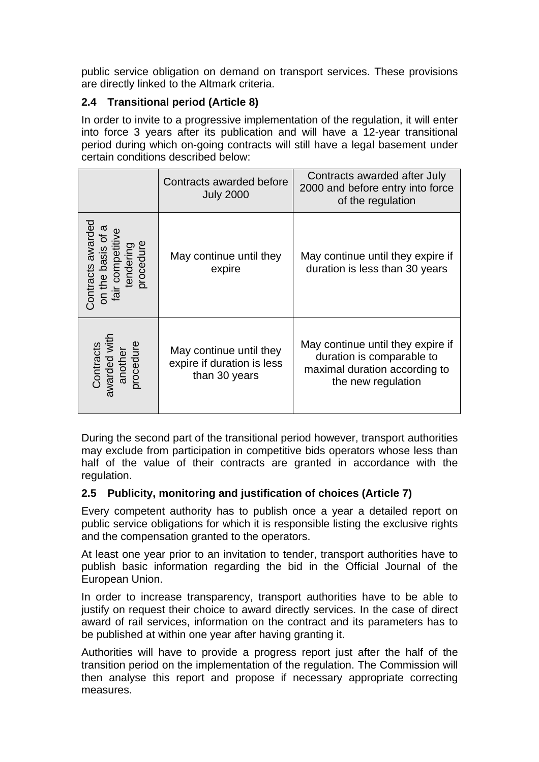public service obligation on demand on transport services. These provisions are directly linked to the Altmark criteria.

## 2.4 Transitional period (Article 8)

In order to invite to a progressive implementation of the regulation, it will enter into force 3 years after its publication and will have a 12-year transitional period during which on-going contracts will still have a legal basement under certain conditions described below:

| | Contracts awarded before July 2000 | Contracts awarded after July 2000 and before entry into force of the regulation |
|---|---|---|
| Contracts awarded on the basis of a fair competitive tendering procedure | May continue until they expire | May continue until they expire if duration is less than 30 years |
| Contracts awarded with another procedure | May continue until they expire if duration is less than 30 years | May continue until they expire if duration is comparable to maximal duration according to the new regulation |

During the second part of the transitional period however, transport authorities may exclude from participation in competitive bids operators whose less than half of the value of their contracts are granted in accordance with the regulation.

## 2.5 Publicity, monitoring and justification of choices (Article 7)

Every competent authority has to publish once a year a detailed report on public service obligations for which it is responsible listing the exclusive rights and the compensation granted to the operators.

At least one year prior to an invitation to tender, transport authorities have to publish basic information regarding the bid in the Official Journal of the European Union.

In order to increase transparency, transport authorities have to be able to justify on request their choice to award directly services. In the case of direct award of rail services, information on the contract and its parameters has to be published at within one year after having granting it.

Authorities will have to provide a progress report just after the half of the transition period on the implementation of the regulation. The Commission will then analyse this report and propose if necessary appropriate correcting measures.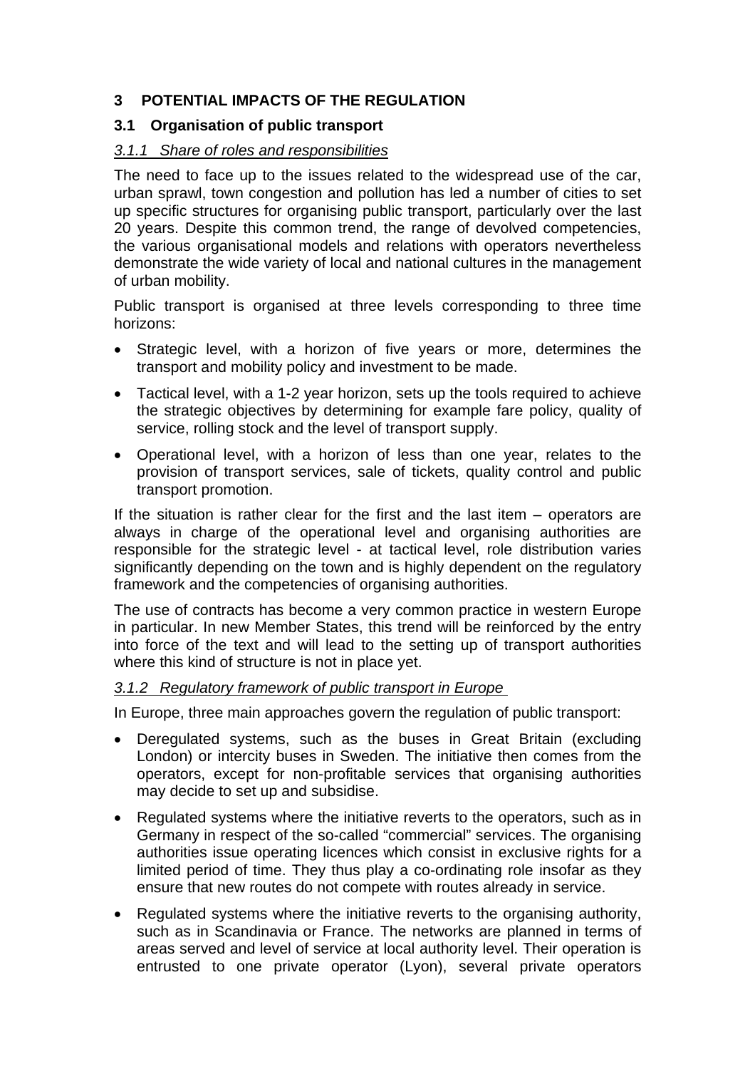# 3 POTENTIAL IMPACTS OF THE REGULATION

## 3.1 Organisation of public transport

### *3.1.1 Share of roles and responsibilities*

The need to face up to the issues related to the widespread use of the car, urban sprawl, town congestion and pollution has led a number of cities to set up specific structures for organising public transport, particularly over the last 20 years. Despite this common trend, the range of devolved competencies, the various organisational models and relations with operators nevertheless demonstrate the wide variety of local and national cultures in the management of urban mobility.

Public transport is organised at three levels corresponding to three time horizons:

- Strategic level, with a horizon of five years or more, determines the transport and mobility policy and investment to be made.
- Tactical level, with a 1-2 year horizon, sets up the tools required to achieve the strategic objectives by determining for example fare policy, quality of service, rolling stock and the level of transport supply.
- Operational level, with a horizon of less than one year, relates to the provision of transport services, sale of tickets, quality control and public transport promotion.

If the situation is rather clear for the first and the last item – operators are always in charge of the operational level and organising authorities are responsible for the strategic level - at tactical level, role distribution varies significantly depending on the town and is highly dependent on the regulatory framework and the competencies of organising authorities.

The use of contracts has become a very common practice in western Europe in particular. In new Member States, this trend will be reinforced by the entry into force of the text and will lead to the setting up of transport authorities where this kind of structure is not in place yet.

### *3.1.2 Regulatory framework of public transport in Europe*

In Europe, three main approaches govern the regulation of public transport:

- Deregulated systems, such as the buses in Great Britain (excluding London) or intercity buses in Sweden. The initiative then comes from the operators, except for non-profitable services that organising authorities may decide to set up and subsidise.
- Regulated systems where the initiative reverts to the operators, such as in Germany in respect of the so-called "commercial" services. The organising authorities issue operating licences which consist in exclusive rights for a limited period of time. They thus play a co-ordinating role insofar as they ensure that new routes do not compete with routes already in service.
- Regulated systems where the initiative reverts to the organising authority, such as in Scandinavia or France. The networks are planned in terms of areas served and level of service at local authority level. Their operation is entrusted to one private operator (Lyon), several private operators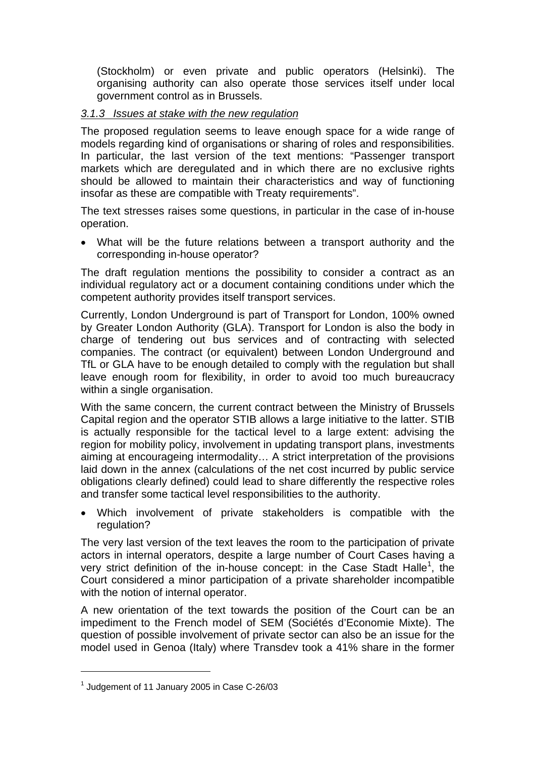(Stockholm) or even private and public operators (Helsinki). The organising authority can also operate those services itself under local government control as in Brussels.

### *3.1.3 Issues at stake with the new regulation*

The proposed regulation seems to leave enough space for a wide range of models regarding kind of organisations or sharing of roles and responsibilities. In particular, the last version of the text mentions: "Passenger transport markets which are deregulated and in which there are no exclusive rights should be allowed to maintain their characteristics and way of functioning insofar as these are compatible with Treaty requirements".

The text stresses raises some questions, in particular in the case of in-house operation.

- What will be the future relations between a transport authority and the corresponding in-house operator?

The draft regulation mentions the possibility to consider a contract as an individual regulatory act or a document containing conditions under which the competent authority provides itself transport services.

Currently, London Underground is part of Transport for London, 100% owned by Greater London Authority (GLA). Transport for London is also the body in charge of tendering out bus services and of contracting with selected companies. The contract (or equivalent) between London Underground and TfL or GLA have to be enough detailed to comply with the regulation but shall leave enough room for flexibility, in order to avoid too much bureaucracy within a single organisation.

With the same concern, the current contract between the Ministry of Brussels Capital region and the operator STIB allows a large initiative to the latter. STIB is actually responsible for the tactical level to a large extent: advising the region for mobility policy, involvement in updating transport plans, investments aiming at encourageing intermodality… A strict interpretation of the provisions laid down in the annex (calculations of the net cost incurred by public service obligations clearly defined) could lead to share differently the respective roles and transfer some tactical level responsibilities to the authority.

- Which involvement of private stakeholders is compatible with the regulation?

The very last version of the text leaves the room to the participation of private actors in internal operators, despite a large number of Court Cases having a very strict definition of the in-house concept: in the Case Stadt Halle[1], the Court considered a minor participation of a private shareholder incompatible with the notion of internal operator.

A new orientation of the text towards the position of the Court can be an impediment to the French model of SEM (Sociétés d'Economie Mixte). The question of possible involvement of private sector can also be an issue for the model used in Genoa (Italy) where Transdev took a 41% share in the former

[1] Judgement of 11 January 2005 in Case C-26/03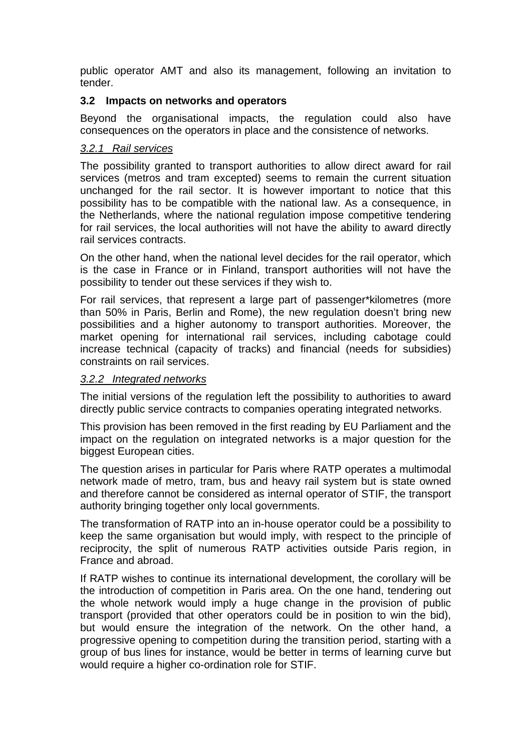public operator AMT and also its management, following an invitation to tender.

## 3.2 Impacts on networks and operators

Beyond the organisational impacts, the regulation could also have consequences on the operators in place and the consistence of networks.

### *3.2.1 Rail services*

The possibility granted to transport authorities to allow direct award for rail services (metros and tram excepted) seems to remain the current situation unchanged for the rail sector. It is however important to notice that this possibility has to be compatible with the national law. As a consequence, in the Netherlands, where the national regulation impose competitive tendering for rail services, the local authorities will not have the ability to award directly rail services contracts.

On the other hand, when the national level decides for the rail operator, which is the case in France or in Finland, transport authorities will not have the possibility to tender out these services if they wish to.

For rail services, that represent a large part of passenger*kilometres (more than 50% in Paris, Berlin and Rome), the new regulation doesn't bring new possibilities and a higher autonomy to transport authorities. Moreover, the market opening for international rail services, including cabotage could increase technical (capacity of tracks) and financial (needs for subsidies) constraints on rail services.

### *3.2.2 Integrated networks*

The initial versions of the regulation left the possibility to authorities to award directly public service contracts to companies operating integrated networks.

This provision has been removed in the first reading by EU Parliament and the impact on the regulation on integrated networks is a major question for the biggest European cities.

The question arises in particular for Paris where RATP operates a multimodal network made of metro, tram, bus and heavy rail system but is state owned and therefore cannot be considered as internal operator of STIF, the transport authority bringing together only local governments.

The transformation of RATP into an in-house operator could be a possibility to keep the same organisation but would imply, with respect to the principle of reciprocity, the split of numerous RATP activities outside Paris region, in France and abroad.

If RATP wishes to continue its international development, the corollary will be the introduction of competition in Paris area. On the one hand, tendering out the whole network would imply a huge change in the provision of public transport (provided that other operators could be in position to win the bid), but would ensure the integration of the network. On the other hand, a progressive opening to competition during the transition period, starting with a group of bus lines for instance, would be better in terms of learning curve but would require a higher co-ordination role for STIF.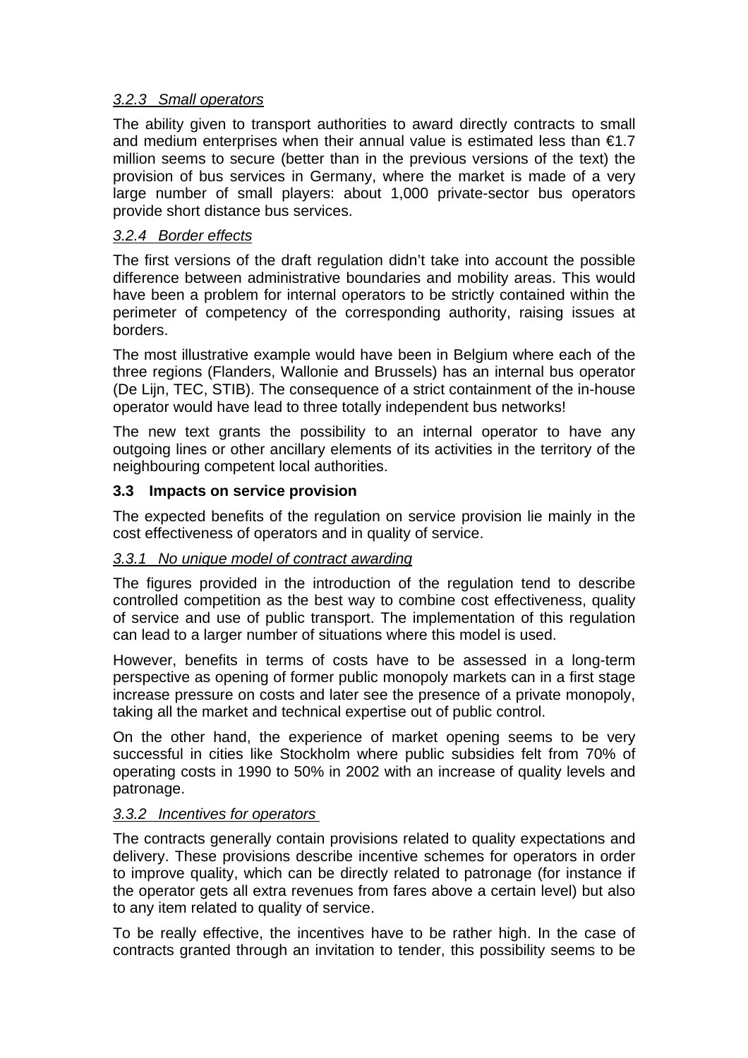#### *3.2.3 Small operators*

The ability given to transport authorities to award directly contracts to small and medium enterprises when their annual value is estimated less than €1.7 million seems to secure (better than in the previous versions of the text) the provision of bus services in Germany, where the market is made of a very large number of small players: about 1,000 private-sector bus operators provide short distance bus services.

#### *3.2.4 Border effects*

The first versions of the draft regulation didn't take into account the possible difference between administrative boundaries and mobility areas. This would have been a problem for internal operators to be strictly contained within the perimeter of competency of the corresponding authority, raising issues at borders.

The most illustrative example would have been in Belgium where each of the three regions (Flanders, Wallonie and Brussels) has an internal bus operator (De Lijn, TEC, STIB). The consequence of a strict containment of the in-house operator would have lead to three totally independent bus networks!

The new text grants the possibility to an internal operator to have any outgoing lines or other ancillary elements of its activities in the territory of the neighbouring competent local authorities.

### 3.3 Impacts on service provision

The expected benefits of the regulation on service provision lie mainly in the cost effectiveness of operators and in quality of service.

#### *3.3.1 No unique model of contract awarding*

The figures provided in the introduction of the regulation tend to describe controlled competition as the best way to combine cost effectiveness, quality of service and use of public transport. The implementation of this regulation can lead to a larger number of situations where this model is used.

However, benefits in terms of costs have to be assessed in a long-term perspective as opening of former public monopoly markets can in a first stage increase pressure on costs and later see the presence of a private monopoly, taking all the market and technical expertise out of public control.

On the other hand, the experience of market opening seems to be very successful in cities like Stockholm where public subsidies felt from 70% of operating costs in 1990 to 50% in 2002 with an increase of quality levels and patronage.

#### *3.3.2 Incentives for operators*

The contracts generally contain provisions related to quality expectations and delivery. These provisions describe incentive schemes for operators in order to improve quality, which can be directly related to patronage (for instance if the operator gets all extra revenues from fares above a certain level) but also to any item related to quality of service.

To be really effective, the incentives have to be rather high. In the case of contracts granted through an invitation to tender, this possibility seems to be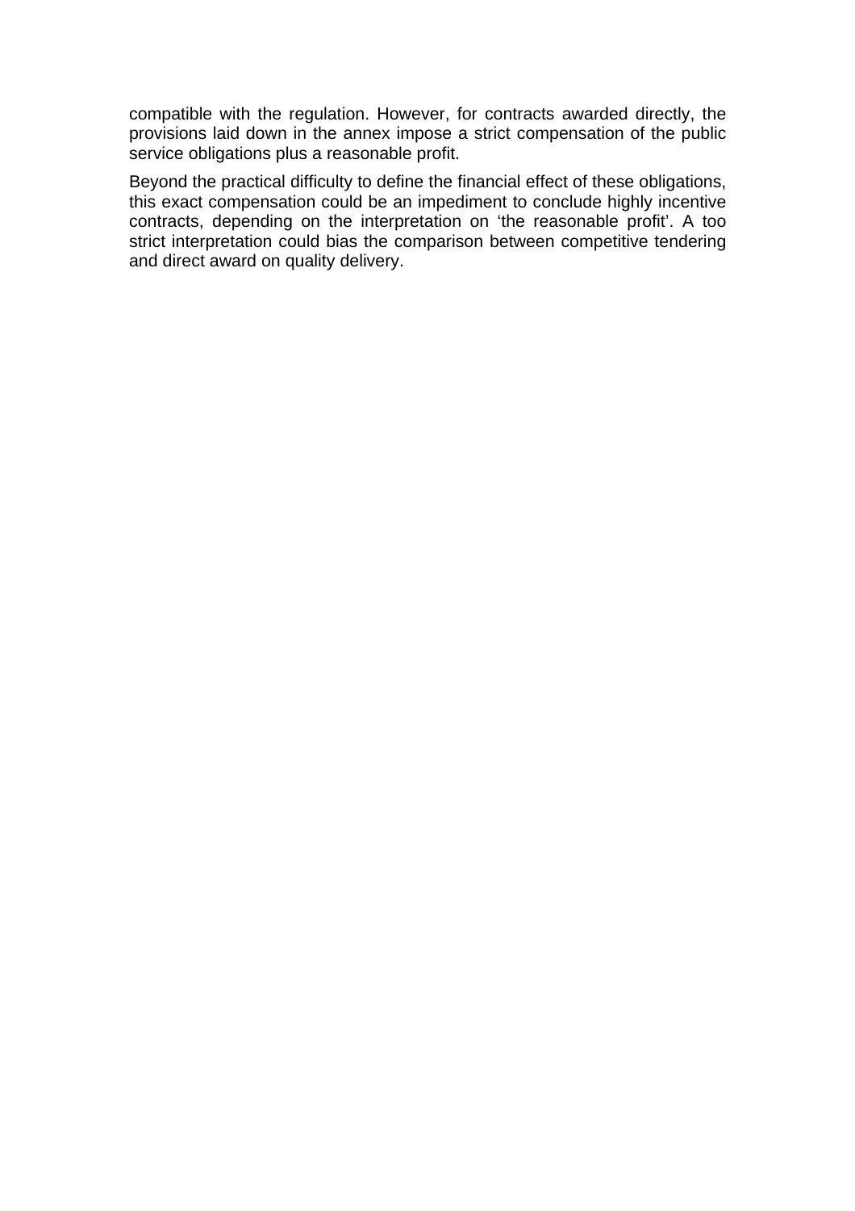compatible with the regulation. However, for contracts awarded directly, the provisions laid down in the annex impose a strict compensation of the public service obligations plus a reasonable profit.

Beyond the practical difficulty to define the financial effect of these obligations, this exact compensation could be an impediment to conclude highly incentive contracts, depending on the interpretation on 'the reasonable profit'. A too strict interpretation could bias the comparison between competitive tendering and direct award on quality delivery.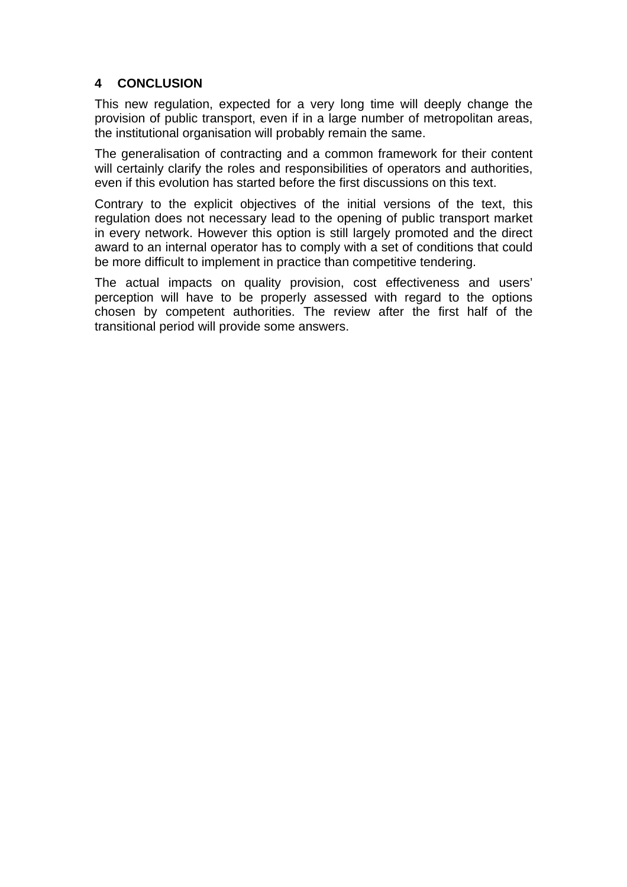## 4 CONCLUSION

This new regulation, expected for a very long time will deeply change the provision of public transport, even if in a large number of metropolitan areas, the institutional organisation will probably remain the same.

The generalisation of contracting and a common framework for their content will certainly clarify the roles and responsibilities of operators and authorities, even if this evolution has started before the first discussions on this text.

Contrary to the explicit objectives of the initial versions of the text, this regulation does not necessary lead to the opening of public transport market in every network. However this option is still largely promoted and the direct award to an internal operator has to comply with a set of conditions that could be more difficult to implement in practice than competitive tendering.

The actual impacts on quality provision, cost effectiveness and users' perception will have to be properly assessed with regard to the options chosen by competent authorities. The review after the first half of the transitional period will provide some answers.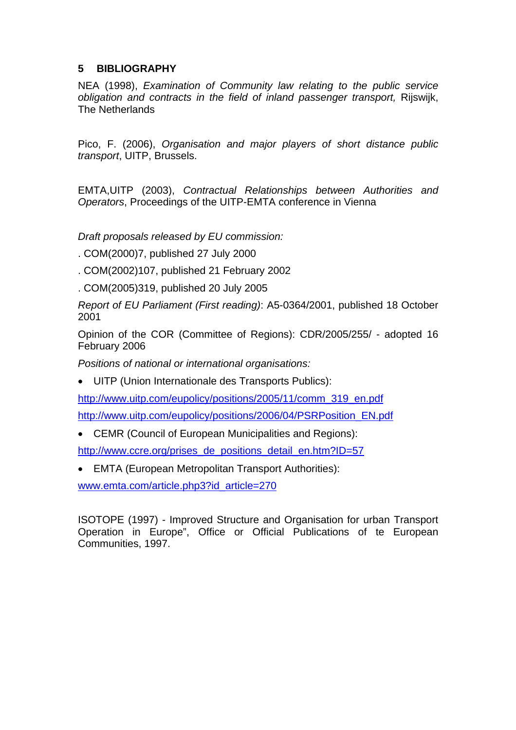## 5 BIBLIOGRAPHY

NEA (1998), *Examination of Community law relating to the public service obligation and contracts in the field of inland passenger transport,* Rijswijk, The Netherlands

Pico, F. (2006), *Organisation and major players of short distance public transport*, UITP, Brussels.

EMTA,UITP (2003), *Contractual Relationships between Authorities and Operators*, Proceedings of the UITP-EMTA conference in Vienna

*Draft proposals released by EU commission:*

. COM(2000)7, published 27 July 2000

. COM(2002)107, published 21 February 2002

. COM(2005)319, published 20 July 2005

*Report of EU Parliament (First reading)*: A5-0364/2001, published 18 October 2001

Opinion of the COR (Committee of Regions): CDR/2005/255/ - adopted 16 February 2006

*Positions of national or international organisations:*

- UITP (Union Internationale des Transports Publics):

http://www.uitp.com/eupolicy/positions/2005/11/comm_319_en.pdf

http://www.uitp.com/eupolicy/positions/2006/04/PSRPosition_EN.pdf

- CEMR (Council of European Municipalities and Regions):

http://www.ccre.org/prises_de_positions_detail_en.htm?ID=57

- EMTA (European Metropolitan Transport Authorities):

www.emta.com/article.php3?id_article=270

ISOTOPE (1997) - Improved Structure and Organisation for urban Transport Operation in Europe", Office or Official Publications of te European Communities, 1997.